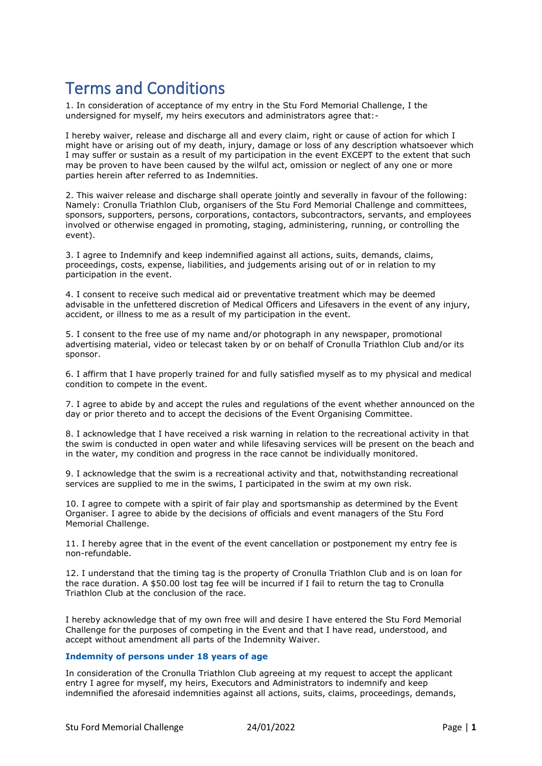# Terms and Conditions

1. In consideration of acceptance of my entry in the Stu Ford Memorial Challenge, I the undersigned for myself, my heirs executors and administrators agree that:-

I hereby waiver, release and discharge all and every claim, right or cause of action for which I might have or arising out of my death, injury, damage or loss of any description whatsoever which I may suffer or sustain as a result of my participation in the event EXCEPT to the extent that such may be proven to have been caused by the wilful act, omission or neglect of any one or more parties herein after referred to as Indemnities.

2. This waiver release and discharge shall operate jointly and severally in favour of the following: Namely: Cronulla Triathlon Club, organisers of the Stu Ford Memorial Challenge and committees, sponsors, supporters, persons, corporations, contactors, subcontractors, servants, and employees involved or otherwise engaged in promoting, staging, administering, running, or controlling the event).

3. I agree to Indemnify and keep indemnified against all actions, suits, demands, claims, proceedings, costs, expense, liabilities, and judgements arising out of or in relation to my participation in the event.

4. I consent to receive such medical aid or preventative treatment which may be deemed advisable in the unfettered discretion of Medical Officers and Lifesavers in the event of any injury, accident, or illness to me as a result of my participation in the event.

5. I consent to the free use of my name and/or photograph in any newspaper, promotional advertising material, video or telecast taken by or on behalf of Cronulla Triathlon Club and/or its sponsor.

6. I affirm that I have properly trained for and fully satisfied myself as to my physical and medical condition to compete in the event.

7. I agree to abide by and accept the rules and regulations of the event whether announced on the day or prior thereto and to accept the decisions of the Event Organising Committee.

8. I acknowledge that I have received a risk warning in relation to the recreational activity in that the swim is conducted in open water and while lifesaving services will be present on the beach and in the water, my condition and progress in the race cannot be individually monitored.

9. I acknowledge that the swim is a recreational activity and that, notwithstanding recreational services are supplied to me in the swims, I participated in the swim at my own risk.

10. I agree to compete with a spirit of fair play and sportsmanship as determined by the Event Organiser. I agree to abide by the decisions of officials and event managers of the Stu Ford Memorial Challenge.

11. I hereby agree that in the event of the event cancellation or postponement my entry fee is non-refundable.

12. I understand that the timing tag is the property of Cronulla Triathlon Club and is on loan for the race duration. A $50.00 lost tag fee will be incurred if I fail to return the tag to Cronulla Triathlon Club at the conclusion of the race.

I hereby acknowledge that of my own free will and desire I have entered the Stu Ford Memorial Challenge for the purposes of competing in the Event and that I have read, understood, and accept without amendment all parts of the Indemnity Waiver.

### Indemnity of persons under 18 years of age

In consideration of the Cronulla Triathlon Club agreeing at my request to accept the applicant entry I agree for myself, my heirs, Executors and Administrators to indemnify and keep indemnified the aforesaid indemnities against all actions, suits, claims, proceedings, demands,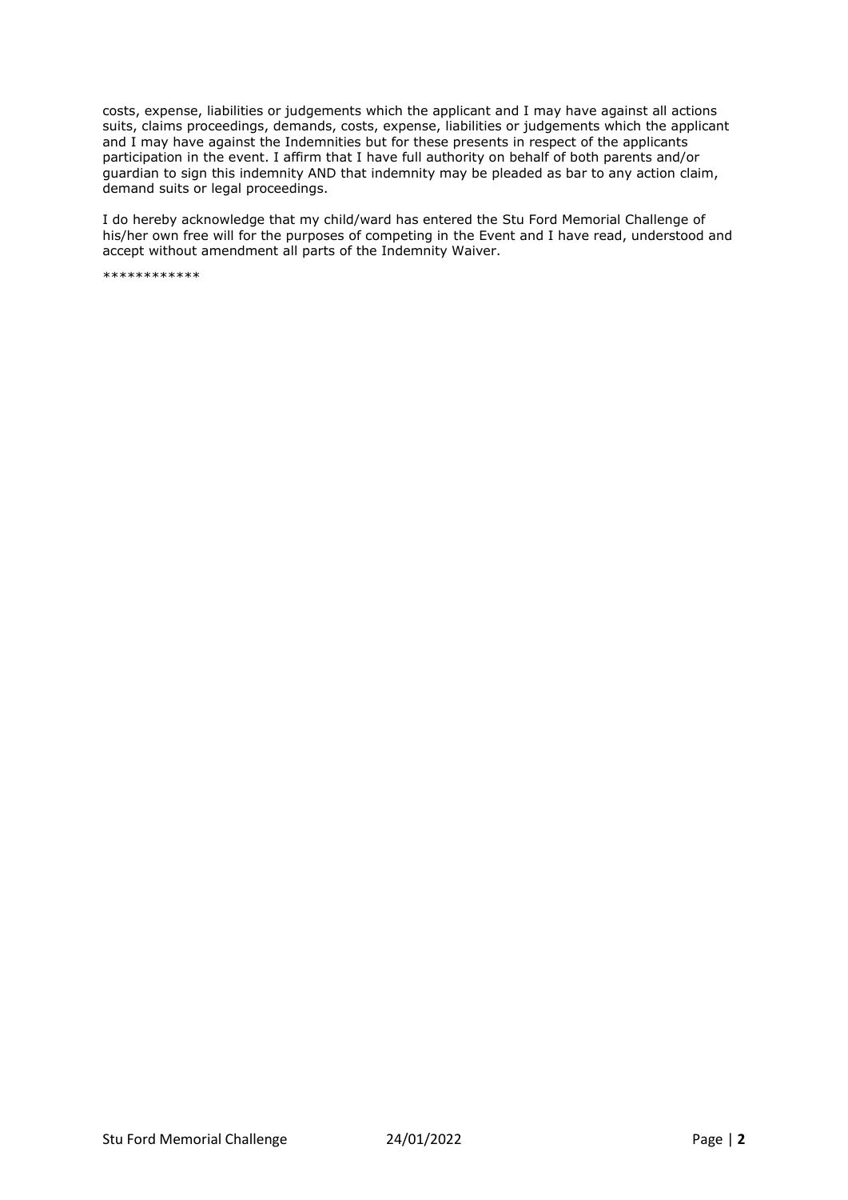costs, expense, liabilities or judgements which the applicant and I may have against all actions suits, claims proceedings, demands, costs, expense, liabilities or judgements which the applicant and I may have against the Indemnities but for these presents in respect of the applicants participation in the event. I affirm that I have full authority on behalf of both parents and/or guardian to sign this indemnity AND that indemnity may be pleaded as bar to any action claim, demand suits or legal proceedings.

I do hereby acknowledge that my child/ward has entered the Stu Ford Memorial Challenge of his/her own free will for the purposes of competing in the Event and I have read, understood and accept without amendment all parts of the Indemnity Waiver.

************